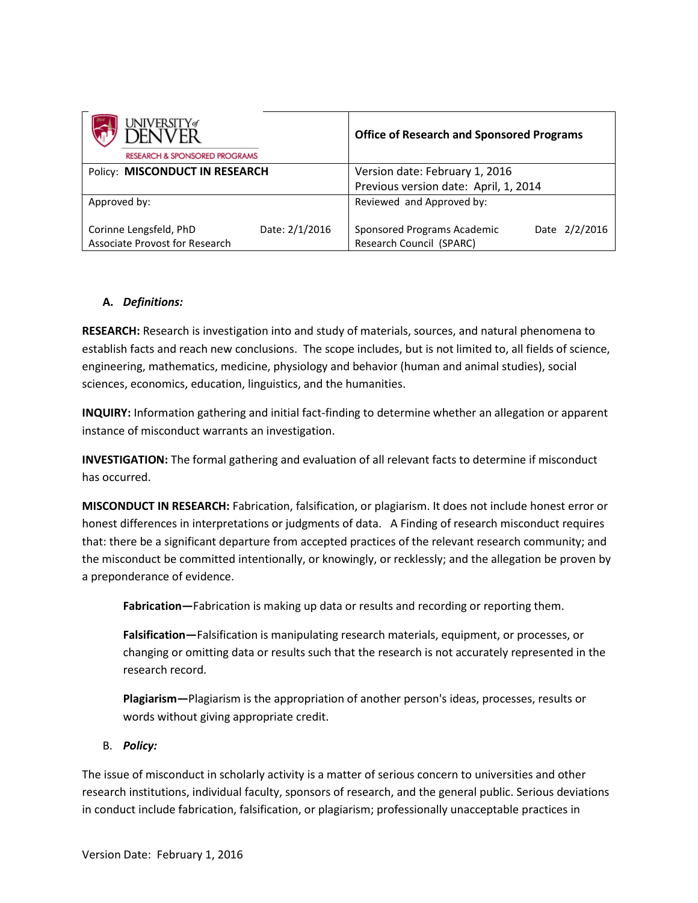| UNIVERSITY of DENVER RESEARCH & SPONSORED PROGRAMS | Office of Research and Sponsored Programs |
|---|---|
| Policy: **MISCONDUCT IN RESEARCH** | Version date: February 1, 2016<br>Previous version date: April, 1, 2014 |
| Approved by:<br><br>Corinne Lengsfeld, PhD Date: 2/1/2016<br>Associate Provost for Research | Reviewed and Approved by:<br><br>Sponsored Programs Academic Date 2/2/2016<br>Research Council (SPARC) |

## A. *Definitions:*

**RESEARCH:** Research is investigation into and study of materials, sources, and natural phenomena to establish facts and reach new conclusions. The scope includes, but is not limited to, all fields of science, engineering, mathematics, medicine, physiology and behavior (human and animal studies), social sciences, economics, education, linguistics, and the humanities.

**INQUIRY:** Information gathering and initial fact-finding to determine whether an allegation or apparent instance of misconduct warrants an investigation.

**INVESTIGATION:** The formal gathering and evaluation of all relevant facts to determine if misconduct has occurred.

**MISCONDUCT IN RESEARCH:** Fabrication, falsification, or plagiarism. It does not include honest error or honest differences in interpretations or judgments of data. A Finding of research misconduct requires that: there be a significant departure from accepted practices of the relevant research community; and the misconduct be committed intentionally, or knowingly, or recklessly; and the allegation be proven by a preponderance of evidence.

> **Fabrication—**Fabrication is making up data or results and recording or reporting them.
>
> **Falsification—**Falsification is manipulating research materials, equipment, or processes, or changing or omitting data or results such that the research is not accurately represented in the research record.
>
> **Plagiarism—**Plagiarism is the appropriation of another person's ideas, processes, results or words without giving appropriate credit.

## B. *Policy:*

The issue of misconduct in scholarly activity is a matter of serious concern to universities and other research institutions, individual faculty, sponsors of research, and the general public. Serious deviations in conduct include fabrication, falsification, or plagiarism; professionally unacceptable practices in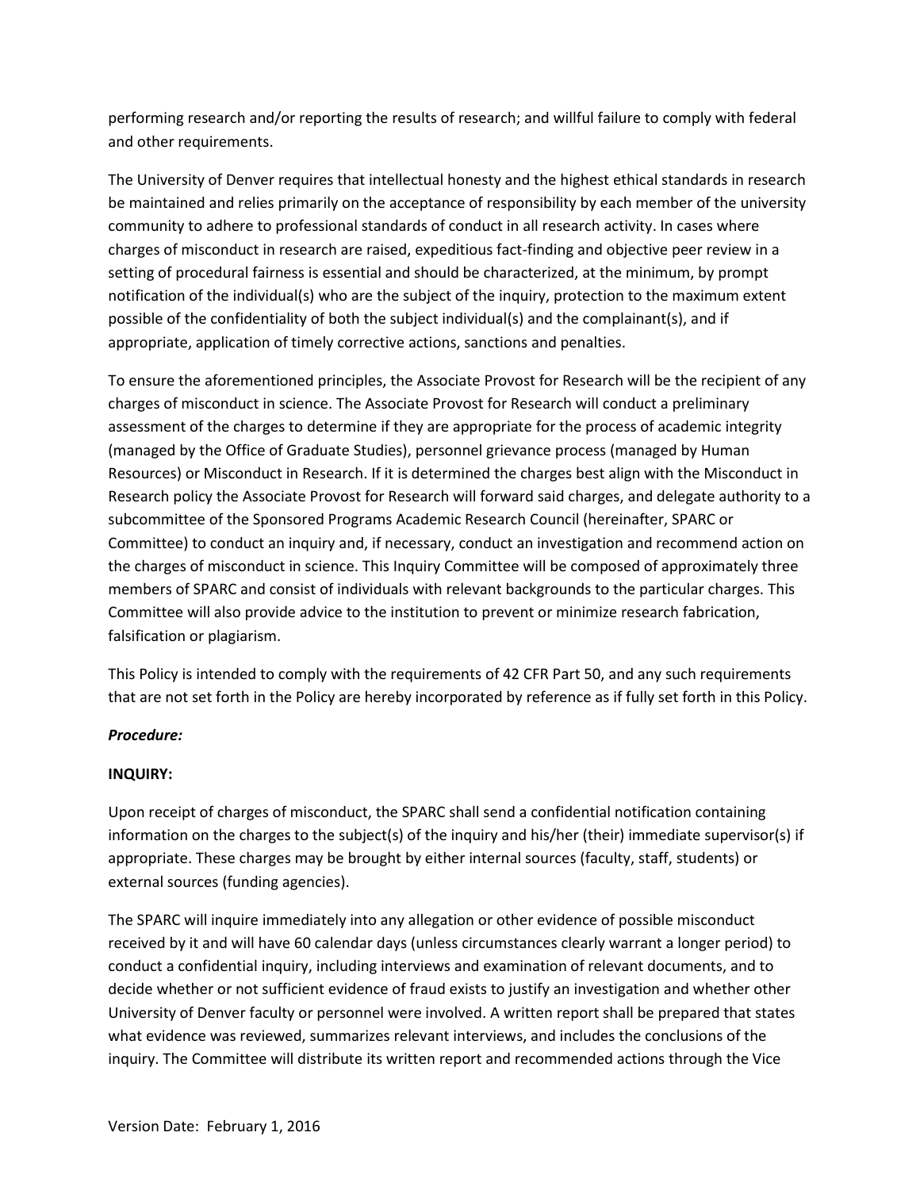performing research and/or reporting the results of research; and willful failure to comply with federal and other requirements.

The University of Denver requires that intellectual honesty and the highest ethical standards in research be maintained and relies primarily on the acceptance of responsibility by each member of the university community to adhere to professional standards of conduct in all research activity. In cases where charges of misconduct in research are raised, expeditious fact-finding and objective peer review in a setting of procedural fairness is essential and should be characterized, at the minimum, by prompt notification of the individual(s) who are the subject of the inquiry, protection to the maximum extent possible of the confidentiality of both the subject individual(s) and the complainant(s), and if appropriate, application of timely corrective actions, sanctions and penalties.

To ensure the aforementioned principles, the Associate Provost for Research will be the recipient of any charges of misconduct in science. The Associate Provost for Research will conduct a preliminary assessment of the charges to determine if they are appropriate for the process of academic integrity (managed by the Office of Graduate Studies), personnel grievance process (managed by Human Resources) or Misconduct in Research. If it is determined the charges best align with the Misconduct in Research policy the Associate Provost for Research will forward said charges, and delegate authority to a subcommittee of the Sponsored Programs Academic Research Council (hereinafter, SPARC or Committee) to conduct an inquiry and, if necessary, conduct an investigation and recommend action on the charges of misconduct in science. This Inquiry Committee will be composed of approximately three members of SPARC and consist of individuals with relevant backgrounds to the particular charges. This Committee will also provide advice to the institution to prevent or minimize research fabrication, falsification or plagiarism.

This Policy is intended to comply with the requirements of 42 CFR Part 50, and any such requirements that are not set forth in the Policy are hereby incorporated by reference as if fully set forth in this Policy.

***Procedure:***

**INQUIRY:**

Upon receipt of charges of misconduct, the SPARC shall send a confidential notification containing information on the charges to the subject(s) of the inquiry and his/her (their) immediate supervisor(s) if appropriate. These charges may be brought by either internal sources (faculty, staff, students) or external sources (funding agencies).

The SPARC will inquire immediately into any allegation or other evidence of possible misconduct received by it and will have 60 calendar days (unless circumstances clearly warrant a longer period) to conduct a confidential inquiry, including interviews and examination of relevant documents, and to decide whether or not sufficient evidence of fraud exists to justify an investigation and whether other University of Denver faculty or personnel were involved. A written report shall be prepared that states what evidence was reviewed, summarizes relevant interviews, and includes the conclusions of the inquiry. The Committee will distribute its written report and recommended actions through the Vice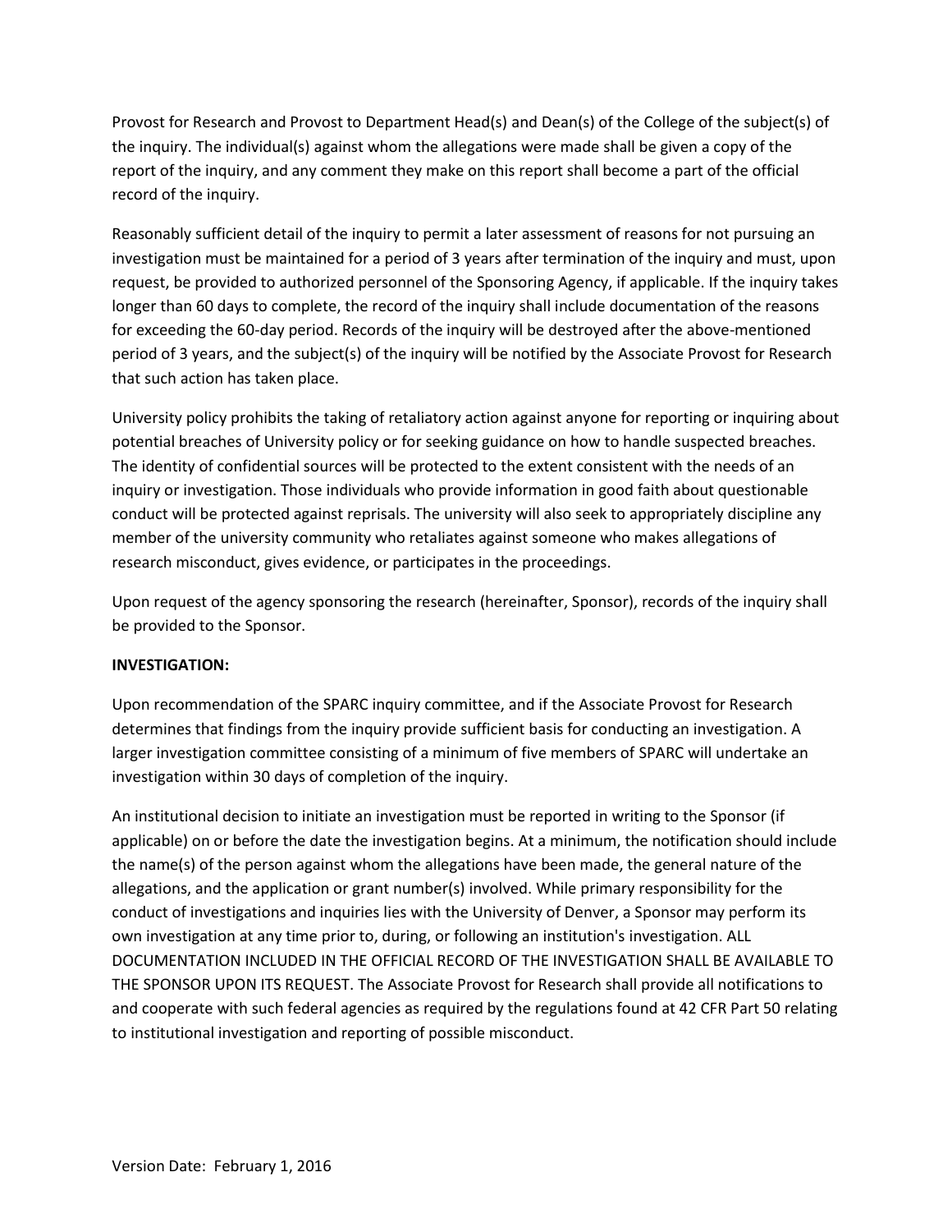Provost for Research and Provost to Department Head(s) and Dean(s) of the College of the subject(s) of the inquiry. The individual(s) against whom the allegations were made shall be given a copy of the report of the inquiry, and any comment they make on this report shall become a part of the official record of the inquiry.

Reasonably sufficient detail of the inquiry to permit a later assessment of reasons for not pursuing an investigation must be maintained for a period of 3 years after termination of the inquiry and must, upon request, be provided to authorized personnel of the Sponsoring Agency, if applicable. If the inquiry takes longer than 60 days to complete, the record of the inquiry shall include documentation of the reasons for exceeding the 60-day period. Records of the inquiry will be destroyed after the above-mentioned period of 3 years, and the subject(s) of the inquiry will be notified by the Associate Provost for Research that such action has taken place.

University policy prohibits the taking of retaliatory action against anyone for reporting or inquiring about potential breaches of University policy or for seeking guidance on how to handle suspected breaches. The identity of confidential sources will be protected to the extent consistent with the needs of an inquiry or investigation. Those individuals who provide information in good faith about questionable conduct will be protected against reprisals. The university will also seek to appropriately discipline any member of the university community who retaliates against someone who makes allegations of research misconduct, gives evidence, or participates in the proceedings.

Upon request of the agency sponsoring the research (hereinafter, Sponsor), records of the inquiry shall be provided to the Sponsor.

**INVESTIGATION:**

Upon recommendation of the SPARC inquiry committee, and if the Associate Provost for Research determines that findings from the inquiry provide sufficient basis for conducting an investigation. A larger investigation committee consisting of a minimum of five members of SPARC will undertake an investigation within 30 days of completion of the inquiry.

An institutional decision to initiate an investigation must be reported in writing to the Sponsor (if applicable) on or before the date the investigation begins. At a minimum, the notification should include the name(s) of the person against whom the allegations have been made, the general nature of the allegations, and the application or grant number(s) involved. While primary responsibility for the conduct of investigations and inquiries lies with the University of Denver, a Sponsor may perform its own investigation at any time prior to, during, or following an institution's investigation. ALL DOCUMENTATION INCLUDED IN THE OFFICIAL RECORD OF THE INVESTIGATION SHALL BE AVAILABLE TO THE SPONSOR UPON ITS REQUEST. The Associate Provost for Research shall provide all notifications to and cooperate with such federal agencies as required by the regulations found at 42 CFR Part 50 relating to institutional investigation and reporting of possible misconduct.

Version Date: February 1, 2016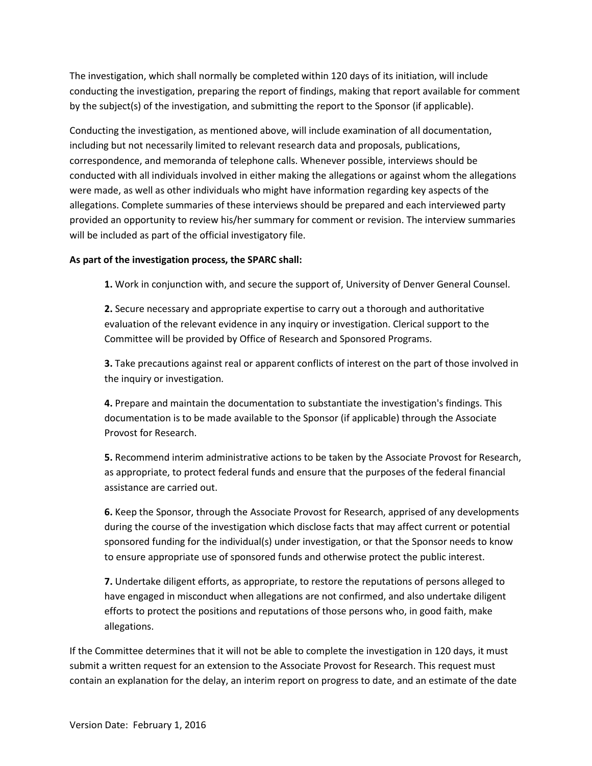The investigation, which shall normally be completed within 120 days of its initiation, will include conducting the investigation, preparing the report of findings, making that report available for comment by the subject(s) of the investigation, and submitting the report to the Sponsor (if applicable).

Conducting the investigation, as mentioned above, will include examination of all documentation, including but not necessarily limited to relevant research data and proposals, publications, correspondence, and memoranda of telephone calls. Whenever possible, interviews should be conducted with all individuals involved in either making the allegations or against whom the allegations were made, as well as other individuals who might have information regarding key aspects of the allegations. Complete summaries of these interviews should be prepared and each interviewed party provided an opportunity to review his/her summary for comment or revision. The interview summaries will be included as part of the official investigatory file.

**As part of the investigation process, the SPARC shall:**

> **1.** Work in conjunction with, and secure the support of, University of Denver General Counsel.
>
> **2.** Secure necessary and appropriate expertise to carry out a thorough and authoritative evaluation of the relevant evidence in any inquiry or investigation. Clerical support to the Committee will be provided by Office of Research and Sponsored Programs.
>
> **3.** Take precautions against real or apparent conflicts of interest on the part of those involved in the inquiry or investigation.
>
> **4.** Prepare and maintain the documentation to substantiate the investigation's findings. This documentation is to be made available to the Sponsor (if applicable) through the Associate Provost for Research.
>
> **5.** Recommend interim administrative actions to be taken by the Associate Provost for Research, as appropriate, to protect federal funds and ensure that the purposes of the federal financial assistance are carried out.
>
> **6.** Keep the Sponsor, through the Associate Provost for Research, apprised of any developments during the course of the investigation which disclose facts that may affect current or potential sponsored funding for the individual(s) under investigation, or that the Sponsor needs to know to ensure appropriate use of sponsored funds and otherwise protect the public interest.
>
> **7.** Undertake diligent efforts, as appropriate, to restore the reputations of persons alleged to have engaged in misconduct when allegations are not confirmed, and also undertake diligent efforts to protect the positions and reputations of those persons who, in good faith, make allegations.

If the Committee determines that it will not be able to complete the investigation in 120 days, it must submit a written request for an extension to the Associate Provost for Research. This request must contain an explanation for the delay, an interim report on progress to date, and an estimate of the date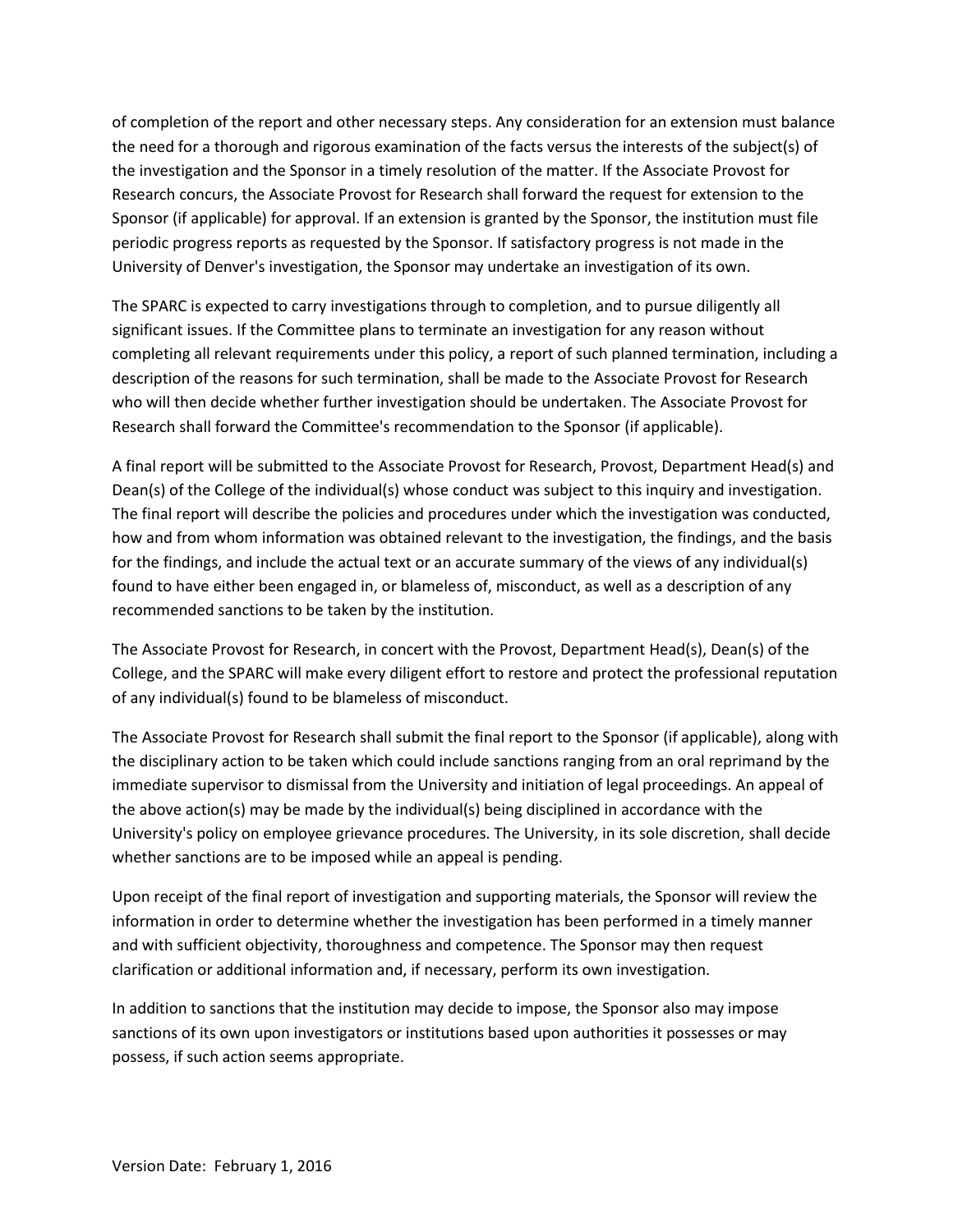of completion of the report and other necessary steps. Any consideration for an extension must balance the need for a thorough and rigorous examination of the facts versus the interests of the subject(s) of the investigation and the Sponsor in a timely resolution of the matter. If the Associate Provost for Research concurs, the Associate Provost for Research shall forward the request for extension to the Sponsor (if applicable) for approval. If an extension is granted by the Sponsor, the institution must file periodic progress reports as requested by the Sponsor. If satisfactory progress is not made in the University of Denver's investigation, the Sponsor may undertake an investigation of its own.

The SPARC is expected to carry investigations through to completion, and to pursue diligently all significant issues. If the Committee plans to terminate an investigation for any reason without completing all relevant requirements under this policy, a report of such planned termination, including a description of the reasons for such termination, shall be made to the Associate Provost for Research who will then decide whether further investigation should be undertaken. The Associate Provost for Research shall forward the Committee's recommendation to the Sponsor (if applicable).

A final report will be submitted to the Associate Provost for Research, Provost, Department Head(s) and Dean(s) of the College of the individual(s) whose conduct was subject to this inquiry and investigation. The final report will describe the policies and procedures under which the investigation was conducted, how and from whom information was obtained relevant to the investigation, the findings, and the basis for the findings, and include the actual text or an accurate summary of the views of any individual(s) found to have either been engaged in, or blameless of, misconduct, as well as a description of any recommended sanctions to be taken by the institution.

The Associate Provost for Research, in concert with the Provost, Department Head(s), Dean(s) of the College, and the SPARC will make every diligent effort to restore and protect the professional reputation of any individual(s) found to be blameless of misconduct.

The Associate Provost for Research shall submit the final report to the Sponsor (if applicable), along with the disciplinary action to be taken which could include sanctions ranging from an oral reprimand by the immediate supervisor to dismissal from the University and initiation of legal proceedings. An appeal of the above action(s) may be made by the individual(s) being disciplined in accordance with the University's policy on employee grievance procedures. The University, in its sole discretion, shall decide whether sanctions are to be imposed while an appeal is pending.

Upon receipt of the final report of investigation and supporting materials, the Sponsor will review the information in order to determine whether the investigation has been performed in a timely manner and with sufficient objectivity, thoroughness and competence. The Sponsor may then request clarification or additional information and, if necessary, perform its own investigation.

In addition to sanctions that the institution may decide to impose, the Sponsor also may impose sanctions of its own upon investigators or institutions based upon authorities it possesses or may possess, if such action seems appropriate.

Version Date: February 1, 2016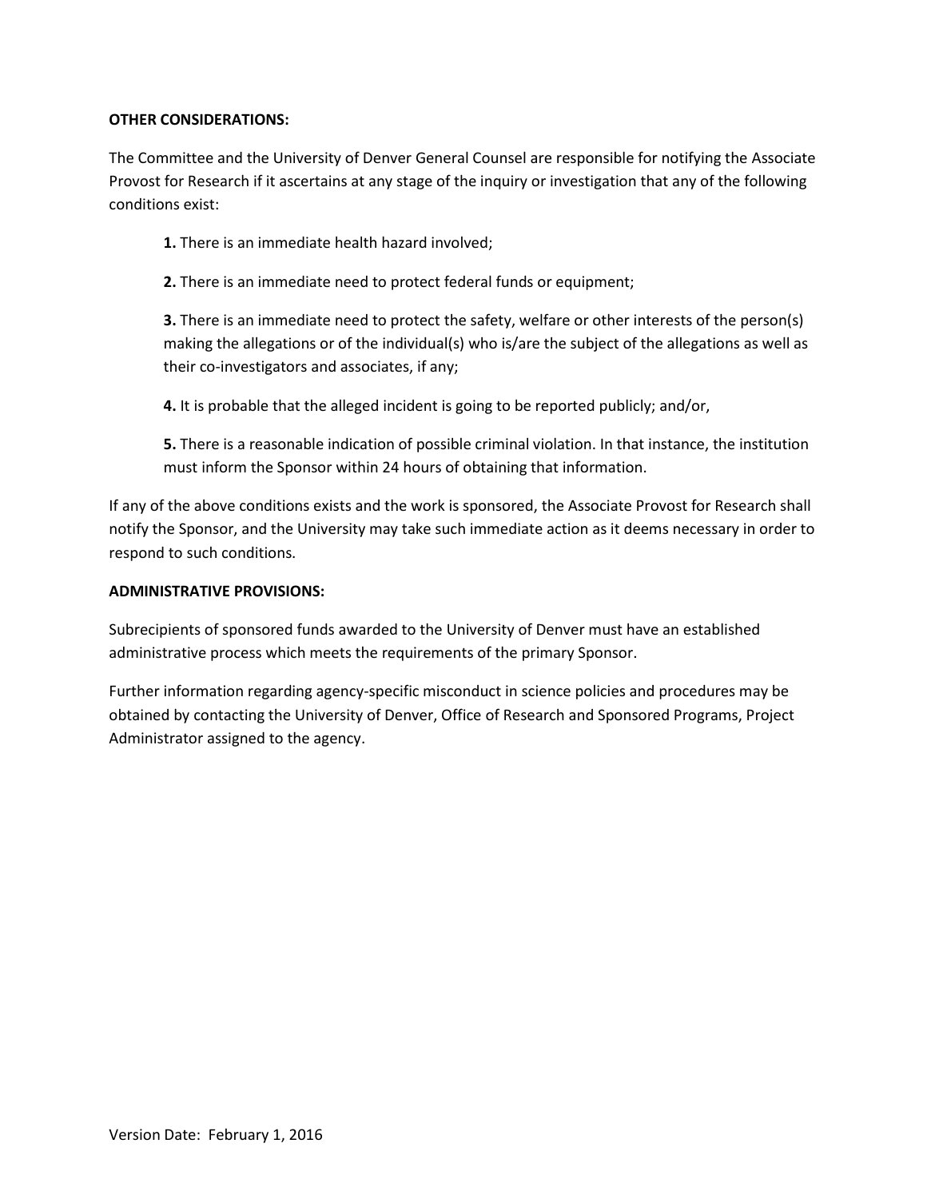**OTHER CONSIDERATIONS:**

The Committee and the University of Denver General Counsel are responsible for notifying the Associate Provost for Research if it ascertains at any stage of the inquiry or investigation that any of the following conditions exist:

> **1.** There is an immediate health hazard involved;
>
> **2.** There is an immediate need to protect federal funds or equipment;
>
> **3.** There is an immediate need to protect the safety, welfare or other interests of the person(s) making the allegations or of the individual(s) who is/are the subject of the allegations as well as their co-investigators and associates, if any;
>
> **4.** It is probable that the alleged incident is going to be reported publicly; and/or,
>
> **5.** There is a reasonable indication of possible criminal violation. In that instance, the institution must inform the Sponsor within 24 hours of obtaining that information.

If any of the above conditions exists and the work is sponsored, the Associate Provost for Research shall notify the Sponsor, and the University may take such immediate action as it deems necessary in order to respond to such conditions.

**ADMINISTRATIVE PROVISIONS:**

Subrecipients of sponsored funds awarded to the University of Denver must have an established administrative process which meets the requirements of the primary Sponsor.

Further information regarding agency-specific misconduct in science policies and procedures may be obtained by contacting the University of Denver, Office of Research and Sponsored Programs, Project Administrator assigned to the agency.

Version Date: February 1, 2016